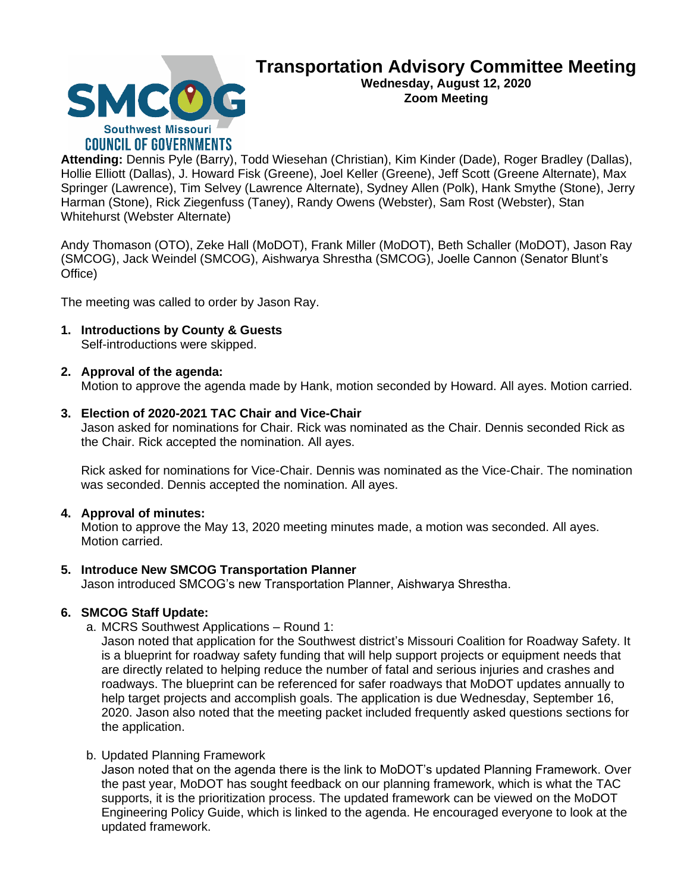# Transportation Advisory Committee Meeting

**Wednesday, August 12, 2020**
**Zoom Meeting**

**Attending:** Dennis Pyle (Barry), Todd Wiesehan (Christian), Kim Kinder (Dade), Roger Bradley (Dallas), Hollie Elliott (Dallas), J. Howard Fisk (Greene), Joel Keller (Greene), Jeff Scott (Greene Alternate), Max Springer (Lawrence), Tim Selvey (Lawrence Alternate), Sydney Allen (Polk), Hank Smythe (Stone), Jerry Harman (Stone), Rick Ziegenfuss (Taney), Randy Owens (Webster), Sam Rost (Webster), Stan Whitehurst (Webster Alternate)

Andy Thomason (OTO), Zeke Hall (MoDOT), Frank Miller (MoDOT), Beth Schaller (MoDOT), Jason Ray (SMCOG), Jack Weindel (SMCOG), Aishwarya Shrestha (SMCOG), Joelle Cannon (Senator Blunt's Office)

The meeting was called to order by Jason Ray.

1. **Introductions by County & Guests**
   Self-introductions were skipped.

2. **Approval of the agenda:**
   Motion to approve the agenda made by Hank, motion seconded by Howard. All ayes. Motion carried.

3. **Election of 2020-2021 TAC Chair and Vice-Chair**
   Jason asked for nominations for Chair. Rick was nominated as the Chair. Dennis seconded Rick as the Chair. Rick accepted the nomination. All ayes.

   Rick asked for nominations for Vice-Chair. Dennis was nominated as the Vice-Chair. The nomination was seconded. Dennis accepted the nomination. All ayes.

4. **Approval of minutes:**
   Motion to approve the May 13, 2020 meeting minutes made, a motion was seconded. All ayes. Motion carried.

5. **Introduce New SMCOG Transportation Planner**
   Jason introduced SMCOG's new Transportation Planner, Aishwarya Shrestha.

6. **SMCOG Staff Update:**
   a. MCRS Southwest Applications – Round 1:
      Jason noted that application for the Southwest district's Missouri Coalition for Roadway Safety. It is a blueprint for roadway safety funding that will help support projects or equipment needs that are directly related to helping reduce the number of fatal and serious injuries and crashes and roadways. The blueprint can be referenced for safer roadways that MoDOT updates annually to help target projects and accomplish goals. The application is due Wednesday, September 16, 2020. Jason also noted that the meeting packet included frequently asked questions sections for the application.

   b. Updated Planning Framework
      Jason noted that on the agenda there is the link to MoDOT's updated Planning Framework. Over the past year, MoDOT has sought feedback on our planning framework, which is what the TAC supports, it is the prioritization process. The updated framework can be viewed on the MoDOT Engineering Policy Guide, which is linked to the agenda. He encouraged everyone to look at the updated framework.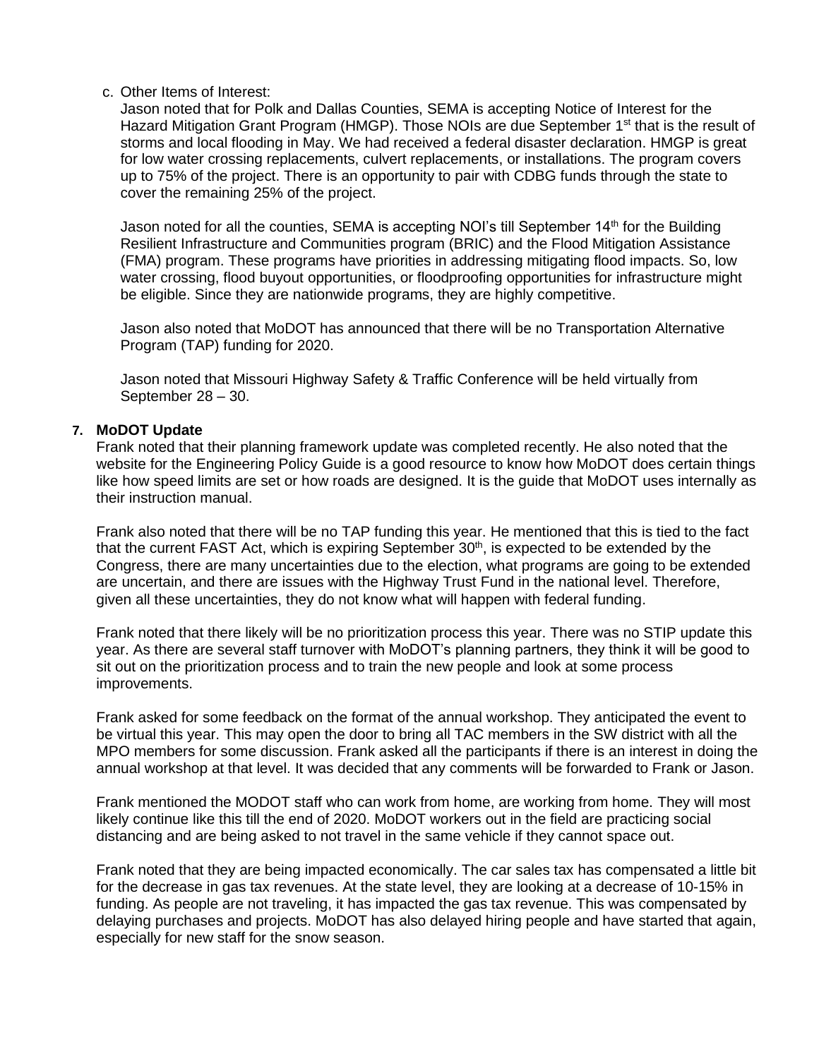c. Other Items of Interest:

   Jason noted that for Polk and Dallas Counties, SEMA is accepting Notice of Interest for the Hazard Mitigation Grant Program (HMGP). Those NOIs are due September 1st that is the result of storms and local flooding in May. We had received a federal disaster declaration. HMGP is great for low water crossing replacements, culvert replacements, or installations. The program covers up to 75% of the project. There is an opportunity to pair with CDBG funds through the state to cover the remaining 25% of the project.

   Jason noted for all the counties, SEMA is accepting NOI's till September 14th for the Building Resilient Infrastructure and Communities program (BRIC) and the Flood Mitigation Assistance (FMA) program. These programs have priorities in addressing mitigating flood impacts. So, low water crossing, flood buyout opportunities, or floodproofing opportunities for infrastructure might be eligible. Since they are nationwide programs, they are highly competitive.

   Jason also noted that MoDOT has announced that there will be no Transportation Alternative Program (TAP) funding for 2020.

   Jason noted that Missouri Highway Safety & Traffic Conference will be held virtually from September 28 – 30.

**7. MoDOT Update**

Frank noted that their planning framework update was completed recently. He also noted that the website for the Engineering Policy Guide is a good resource to know how MoDOT does certain things like how speed limits are set or how roads are designed. It is the guide that MoDOT uses internally as their instruction manual.

Frank also noted that there will be no TAP funding this year. He mentioned that this is tied to the fact that the current FAST Act, which is expiring September 30th, is expected to be extended by the Congress, there are many uncertainties due to the election, what programs are going to be extended are uncertain, and there are issues with the Highway Trust Fund in the national level. Therefore, given all these uncertainties, they do not know what will happen with federal funding.

Frank noted that there likely will be no prioritization process this year. There was no STIP update this year. As there are several staff turnover with MoDOT's planning partners, they think it will be good to sit out on the prioritization process and to train the new people and look at some process improvements.

Frank asked for some feedback on the format of the annual workshop. They anticipated the event to be virtual this year. This may open the door to bring all TAC members in the SW district with all the MPO members for some discussion. Frank asked all the participants if there is an interest in doing the annual workshop at that level. It was decided that any comments will be forwarded to Frank or Jason.

Frank mentioned the MODOT staff who can work from home, are working from home. They will most likely continue like this till the end of 2020. MoDOT workers out in the field are practicing social distancing and are being asked to not travel in the same vehicle if they cannot space out.

Frank noted that they are being impacted economically. The car sales tax has compensated a little bit for the decrease in gas tax revenues. At the state level, they are looking at a decrease of 10-15% in funding. As people are not traveling, it has impacted the gas tax revenue. This was compensated by delaying purchases and projects. MoDOT has also delayed hiring people and have started that again, especially for new staff for the snow season.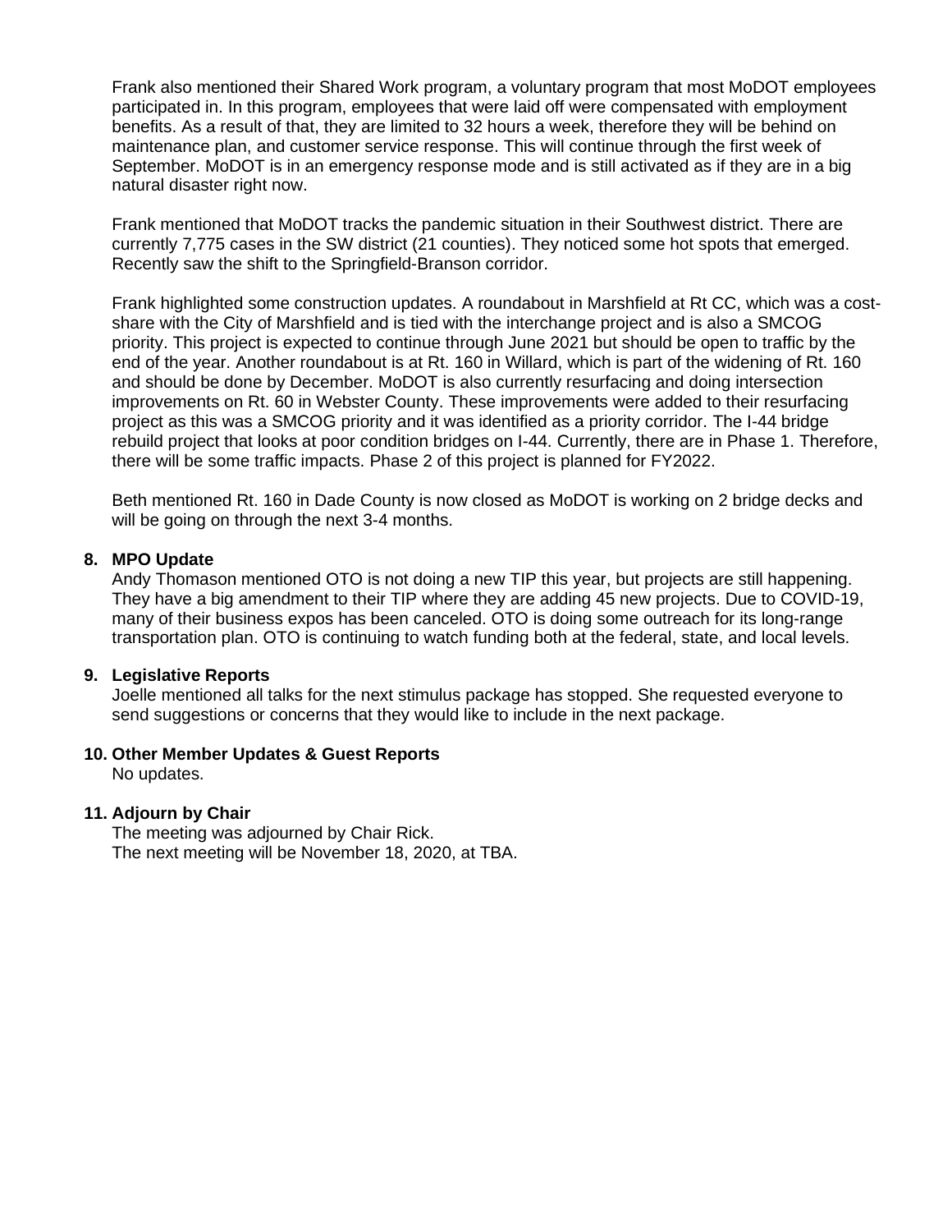Frank also mentioned their Shared Work program, a voluntary program that most MoDOT employees participated in. In this program, employees that were laid off were compensated with employment benefits. As a result of that, they are limited to 32 hours a week, therefore they will be behind on maintenance plan, and customer service response. This will continue through the first week of September. MoDOT is in an emergency response mode and is still activated as if they are in a big natural disaster right now.

Frank mentioned that MoDOT tracks the pandemic situation in their Southwest district. There are currently 7,775 cases in the SW district (21 counties). They noticed some hot spots that emerged. Recently saw the shift to the Springfield-Branson corridor.

Frank highlighted some construction updates. A roundabout in Marshfield at Rt CC, which was a cost-share with the City of Marshfield and is tied with the interchange project and is also a SMCOG priority. This project is expected to continue through June 2021 but should be open to traffic by the end of the year. Another roundabout is at Rt. 160 in Willard, which is part of the widening of Rt. 160 and should be done by December. MoDOT is also currently resurfacing and doing intersection improvements on Rt. 60 in Webster County. These improvements were added to their resurfacing project as this was a SMCOG priority and it was identified as a priority corridor. The I-44 bridge rebuild project that looks at poor condition bridges on I-44. Currently, there are in Phase 1. Therefore, there will be some traffic impacts. Phase 2 of this project is planned for FY2022.

Beth mentioned Rt. 160 in Dade County is now closed as MoDOT is working on 2 bridge decks and will be going on through the next 3-4 months.

**8. MPO Update**

Andy Thomason mentioned OTO is not doing a new TIP this year, but projects are still happening. They have a big amendment to their TIP where they are adding 45 new projects. Due to COVID-19, many of their business expos has been canceled. OTO is doing some outreach for its long-range transportation plan. OTO is continuing to watch funding both at the federal, state, and local levels.

**9. Legislative Reports**

Joelle mentioned all talks for the next stimulus package has stopped. She requested everyone to send suggestions or concerns that they would like to include in the next package.

**10. Other Member Updates & Guest Reports**

No updates.

**11. Adjourn by Chair**

The meeting was adjourned by Chair Rick.
The next meeting will be November 18, 2020, at TBA.